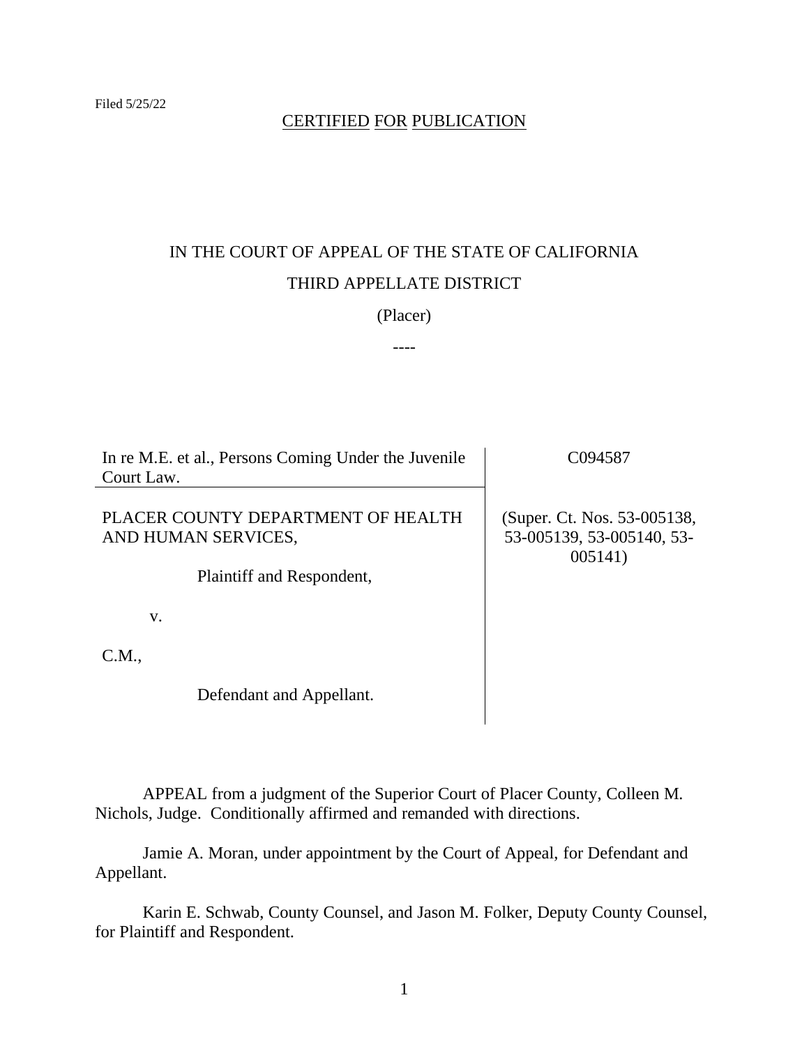Filed 5/25/22

CERTIFIED FOR PUBLICATION

IN THE COURT OF APPEAL OF THE STATE OF CALIFORNIA

THIRD APPELLATE DISTRICT

(Placer)

----

| In re M.E. et al., Persons Coming Under the Juvenile Court Law. | C094587 |
|---|---|
| PLACER COUNTY DEPARTMENT OF HEALTH AND HUMAN SERVICES,<br><br>Plaintiff and Respondent,<br><br>v.<br><br>C.M.,<br><br>Defendant and Appellant. | (Super. Ct. Nos. 53-005138, 53-005139, 53-005140, 53-005141) |

APPEAL from a judgment of the Superior Court of Placer County, Colleen M. Nichols, Judge. Conditionally affirmed and remanded with directions.

Jamie A. Moran, under appointment by the Court of Appeal, for Defendant and Appellant.

Karin E. Schwab, County Counsel, and Jason M. Folker, Deputy County Counsel, for Plaintiff and Respondent.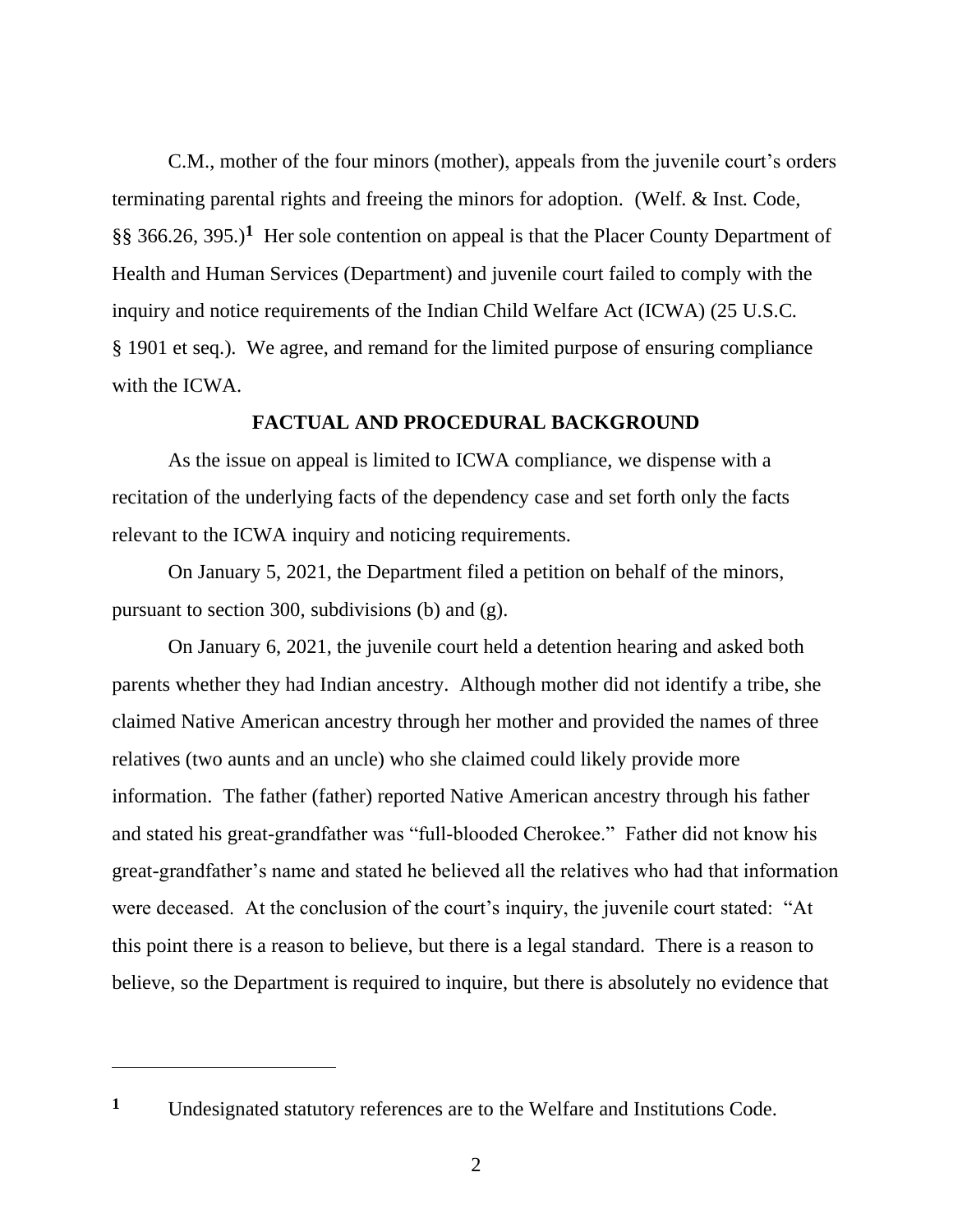C.M., mother of the four minors (mother), appeals from the juvenile court's orders terminating parental rights and freeing the minors for adoption. (Welf. & Inst. Code, §§ 366.26, 395.)[1] Her sole contention on appeal is that the Placer County Department of Health and Human Services (Department) and juvenile court failed to comply with the inquiry and notice requirements of the Indian Child Welfare Act (ICWA) (25 U.S.C. § 1901 et seq.). We agree, and remand for the limited purpose of ensuring compliance with the ICWA.

## FACTUAL AND PROCEDURAL BACKGROUND

As the issue on appeal is limited to ICWA compliance, we dispense with a recitation of the underlying facts of the dependency case and set forth only the facts relevant to the ICWA inquiry and noticing requirements.

On January 5, 2021, the Department filed a petition on behalf of the minors, pursuant to section 300, subdivisions (b) and (g).

On January 6, 2021, the juvenile court held a detention hearing and asked both parents whether they had Indian ancestry. Although mother did not identify a tribe, she claimed Native American ancestry through her mother and provided the names of three relatives (two aunts and an uncle) who she claimed could likely provide more information. The father (father) reported Native American ancestry through his father and stated his great-grandfather was "full-blooded Cherokee." Father did not know his great-grandfather's name and stated he believed all the relatives who had that information were deceased. At the conclusion of the court's inquiry, the juvenile court stated: "At this point there is a reason to believe, but there is a legal standard. There is a reason to believe, so the Department is required to inquire, but there is absolutely no evidence that

---

[1] Undesignated statutory references are to the Welfare and Institutions Code.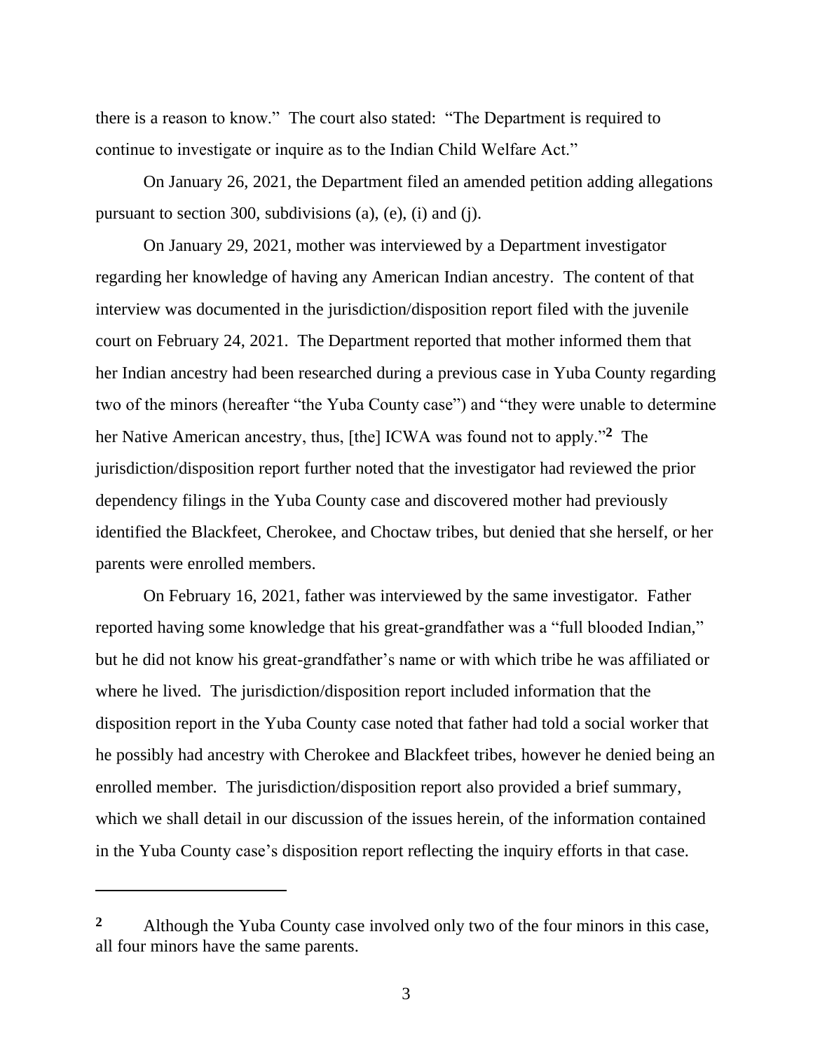there is a reason to know." The court also stated: "The Department is required to continue to investigate or inquire as to the Indian Child Welfare Act."

On January 26, 2021, the Department filed an amended petition adding allegations pursuant to section 300, subdivisions (a), (e), (i) and (j).

On January 29, 2021, mother was interviewed by a Department investigator regarding her knowledge of having any American Indian ancestry. The content of that interview was documented in the jurisdiction/disposition report filed with the juvenile court on February 24, 2021. The Department reported that mother informed them that her Indian ancestry had been researched during a previous case in Yuba County regarding two of the minors (hereafter "the Yuba County case") and "they were unable to determine her Native American ancestry, thus, [the] ICWA was found not to apply."[2] The jurisdiction/disposition report further noted that the investigator had reviewed the prior dependency filings in the Yuba County case and discovered mother had previously identified the Blackfeet, Cherokee, and Choctaw tribes, but denied that she herself, or her parents were enrolled members.

On February 16, 2021, father was interviewed by the same investigator. Father reported having some knowledge that his great-grandfather was a "full blooded Indian," but he did not know his great-grandfather's name or with which tribe he was affiliated or where he lived. The jurisdiction/disposition report included information that the disposition report in the Yuba County case noted that father had told a social worker that he possibly had ancestry with Cherokee and Blackfeet tribes, however he denied being an enrolled member. The jurisdiction/disposition report also provided a brief summary, which we shall detail in our discussion of the issues herein, of the information contained in the Yuba County case's disposition report reflecting the inquiry efforts in that case.

---

[2] Although the Yuba County case involved only two of the four minors in this case, all four minors have the same parents.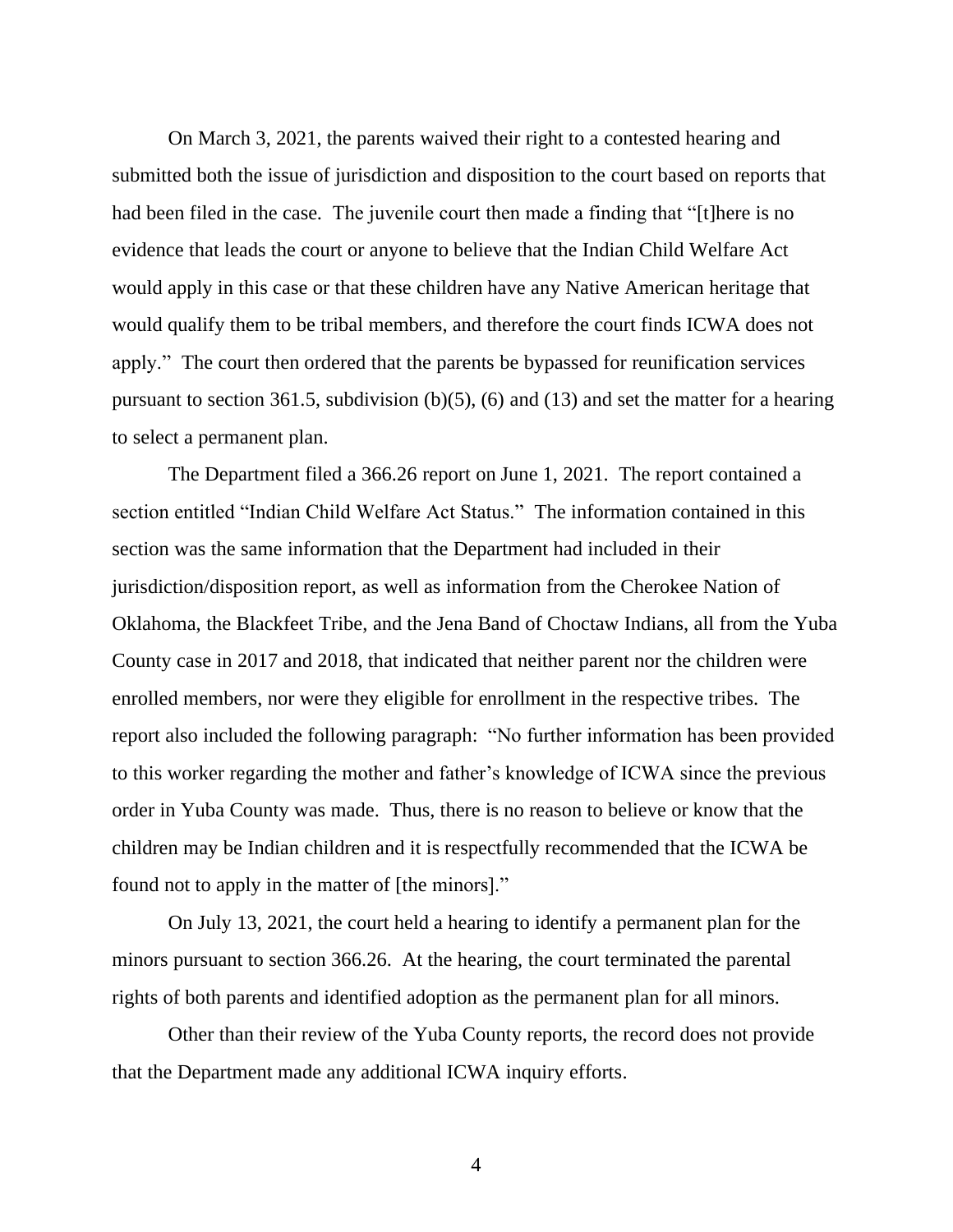On March 3, 2021, the parents waived their right to a contested hearing and submitted both the issue of jurisdiction and disposition to the court based on reports that had been filed in the case. The juvenile court then made a finding that "[t]here is no evidence that leads the court or anyone to believe that the Indian Child Welfare Act would apply in this case or that these children have any Native American heritage that would qualify them to be tribal members, and therefore the court finds ICWA does not apply." The court then ordered that the parents be bypassed for reunification services pursuant to section 361.5, subdivision (b)(5), (6) and (13) and set the matter for a hearing to select a permanent plan.

The Department filed a 366.26 report on June 1, 2021. The report contained a section entitled "Indian Child Welfare Act Status." The information contained in this section was the same information that the Department had included in their jurisdiction/disposition report, as well as information from the Cherokee Nation of Oklahoma, the Blackfeet Tribe, and the Jena Band of Choctaw Indians, all from the Yuba County case in 2017 and 2018, that indicated that neither parent nor the children were enrolled members, nor were they eligible for enrollment in the respective tribes. The report also included the following paragraph: "No further information has been provided to this worker regarding the mother and father's knowledge of ICWA since the previous order in Yuba County was made. Thus, there is no reason to believe or know that the children may be Indian children and it is respectfully recommended that the ICWA be found not to apply in the matter of [the minors]."

On July 13, 2021, the court held a hearing to identify a permanent plan for the minors pursuant to section 366.26. At the hearing, the court terminated the parental rights of both parents and identified adoption as the permanent plan for all minors.

Other than their review of the Yuba County reports, the record does not provide that the Department made any additional ICWA inquiry efforts.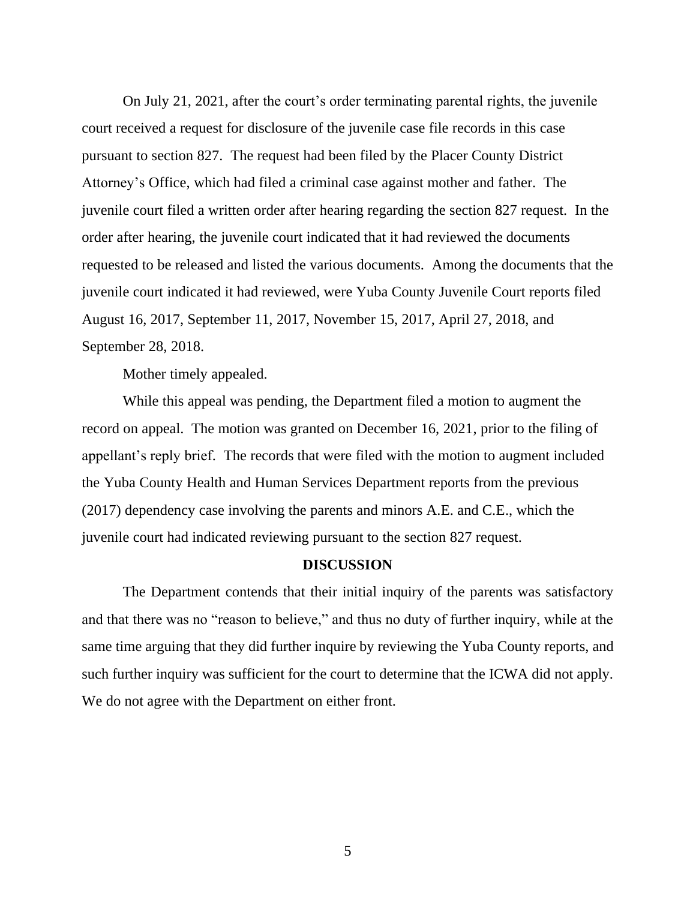On July 21, 2021, after the court's order terminating parental rights, the juvenile court received a request for disclosure of the juvenile case file records in this case pursuant to section 827. The request had been filed by the Placer County District Attorney's Office, which had filed a criminal case against mother and father. The juvenile court filed a written order after hearing regarding the section 827 request. In the order after hearing, the juvenile court indicated that it had reviewed the documents requested to be released and listed the various documents. Among the documents that the juvenile court indicated it had reviewed, were Yuba County Juvenile Court reports filed August 16, 2017, September 11, 2017, November 15, 2017, April 27, 2018, and September 28, 2018.

Mother timely appealed.

While this appeal was pending, the Department filed a motion to augment the record on appeal. The motion was granted on December 16, 2021, prior to the filing of appellant's reply brief. The records that were filed with the motion to augment included the Yuba County Health and Human Services Department reports from the previous (2017) dependency case involving the parents and minors A.E. and C.E., which the juvenile court had indicated reviewing pursuant to the section 827 request.

## DISCUSSION

The Department contends that their initial inquiry of the parents was satisfactory and that there was no "reason to believe," and thus no duty of further inquiry, while at the same time arguing that they did further inquire by reviewing the Yuba County reports, and such further inquiry was sufficient for the court to determine that the ICWA did not apply. We do not agree with the Department on either front.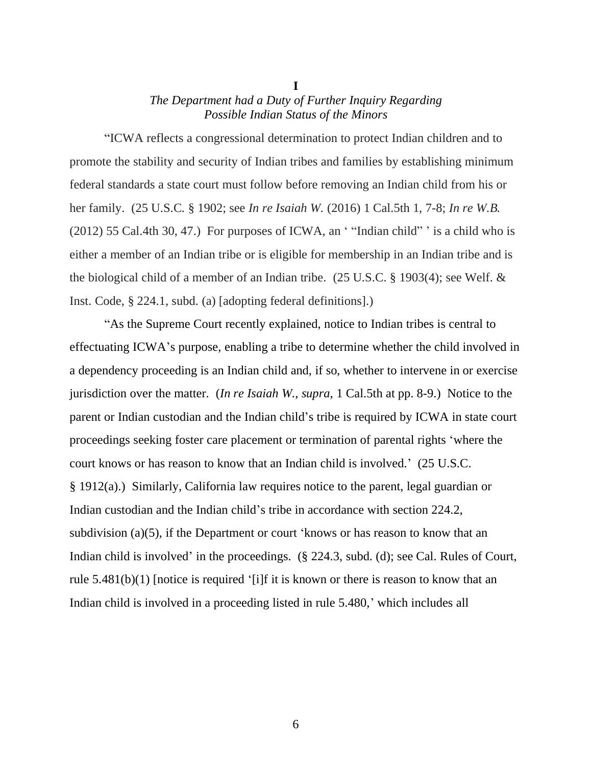**I**

*The Department had a Duty of Further Inquiry Regarding Possible Indian Status of the Minors*

"ICWA reflects a congressional determination to protect Indian children and to promote the stability and security of Indian tribes and families by establishing minimum federal standards a state court must follow before removing an Indian child from his or her family. (25 U.S.C. § 1902; see *In re Isaiah W.* (2016) 1 Cal.5th 1, 7-8; *In re W.B.* (2012) 55 Cal.4th 30, 47.) For purposes of ICWA, an ' "Indian child" ' is a child who is either a member of an Indian tribe or is eligible for membership in an Indian tribe and is the biological child of a member of an Indian tribe. (25 U.S.C. § 1903(4); see Welf. & Inst. Code, § 224.1, subd. (a) [adopting federal definitions].)

"As the Supreme Court recently explained, notice to Indian tribes is central to effectuating ICWA's purpose, enabling a tribe to determine whether the child involved in a dependency proceeding is an Indian child and, if so, whether to intervene in or exercise jurisdiction over the matter. (*In re Isaiah W.*, *supra*, 1 Cal.5th at pp. 8-9.) Notice to the parent or Indian custodian and the Indian child's tribe is required by ICWA in state court proceedings seeking foster care placement or termination of parental rights 'where the court knows or has reason to know that an Indian child is involved.' (25 U.S.C. § 1912(a).) Similarly, California law requires notice to the parent, legal guardian or Indian custodian and the Indian child's tribe in accordance with section 224.2, subdivision (a)(5), if the Department or court 'knows or has reason to know that an Indian child is involved' in the proceedings. (§ 224.3, subd. (d); see Cal. Rules of Court, rule 5.481(b)(1) [notice is required '[i]f it is known or there is reason to know that an Indian child is involved in a proceeding listed in rule 5.480,' which includes all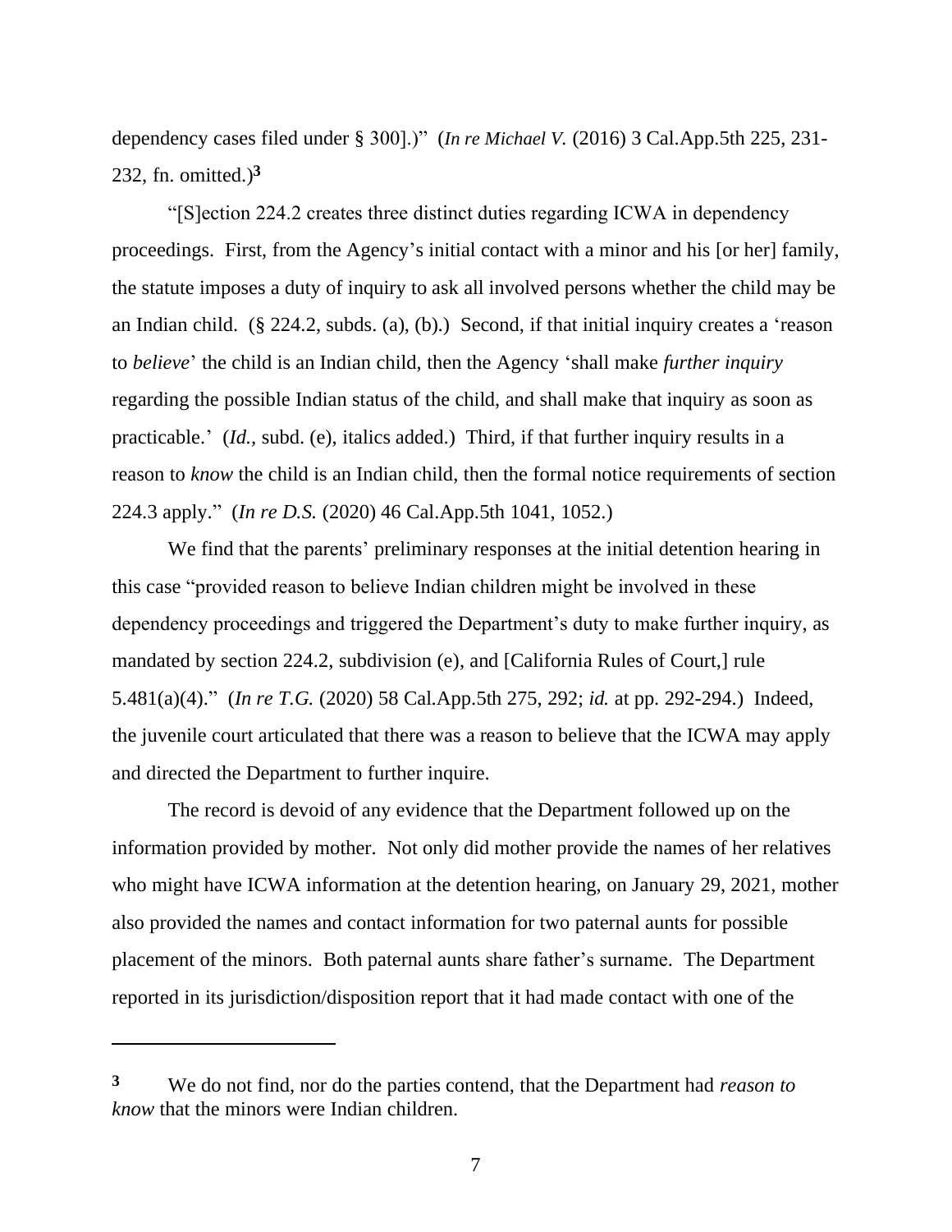dependency cases filed under § 300].)" (*In re Michael V.* (2016) 3 Cal.App.5th 225, 231-232, fn. omitted.)[3]

"[S]ection 224.2 creates three distinct duties regarding ICWA in dependency proceedings. First, from the Agency's initial contact with a minor and his [or her] family, the statute imposes a duty of inquiry to ask all involved persons whether the child may be an Indian child. (§ 224.2, subds. (a), (b).) Second, if that initial inquiry creates a 'reason to *believe*' the child is an Indian child, then the Agency 'shall make *further inquiry* regarding the possible Indian status of the child, and shall make that inquiry as soon as practicable.' (*Id.*, subd. (e), italics added.) Third, if that further inquiry results in a reason to *know* the child is an Indian child, then the formal notice requirements of section 224.3 apply." (*In re D.S.* (2020) 46 Cal.App.5th 1041, 1052.)

We find that the parents' preliminary responses at the initial detention hearing in this case "provided reason to believe Indian children might be involved in these dependency proceedings and triggered the Department's duty to make further inquiry, as mandated by section 224.2, subdivision (e), and [California Rules of Court,] rule 5.481(a)(4)." (*In re T.G.* (2020) 58 Cal.App.5th 275, 292; *id.* at pp. 292-294.) Indeed, the juvenile court articulated that there was a reason to believe that the ICWA may apply and directed the Department to further inquire.

The record is devoid of any evidence that the Department followed up on the information provided by mother. Not only did mother provide the names of her relatives who might have ICWA information at the detention hearing, on January 29, 2021, mother also provided the names and contact information for two paternal aunts for possible placement of the minors. Both paternal aunts share father's surname. The Department reported in its jurisdiction/disposition report that it had made contact with one of the

---

[3] We do not find, nor do the parties contend, that the Department had *reason to know* that the minors were Indian children.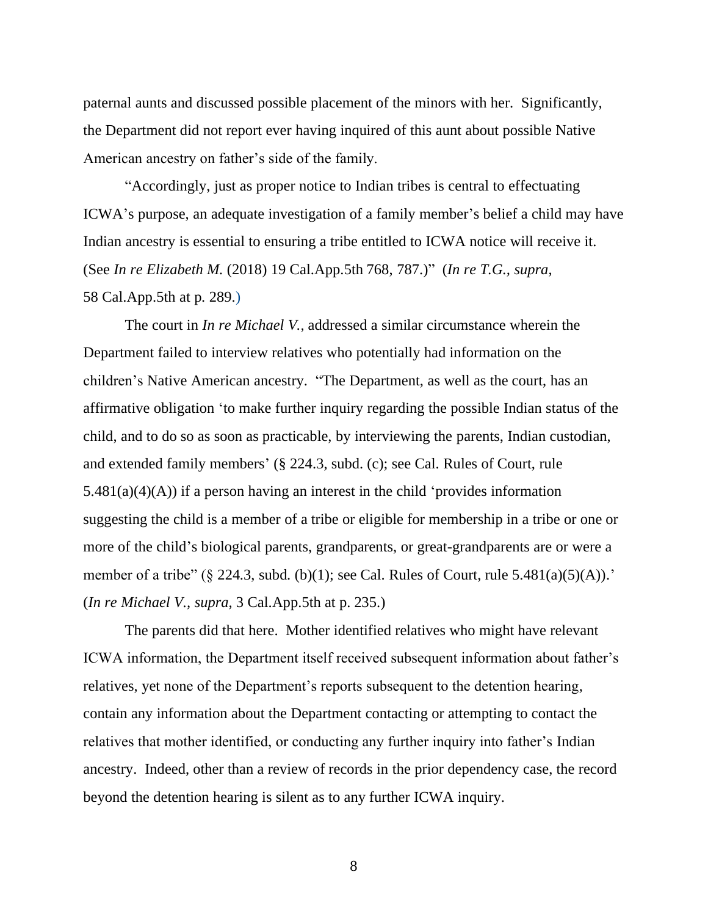paternal aunts and discussed possible placement of the minors with her. Significantly, the Department did not report ever having inquired of this aunt about possible Native American ancestry on father's side of the family.

"Accordingly, just as proper notice to Indian tribes is central to effectuating ICWA's purpose, an adequate investigation of a family member's belief a child may have Indian ancestry is essential to ensuring a tribe entitled to ICWA notice will receive it. (See *In re Elizabeth M.* (2018) 19 Cal.App.5th 768, 787.)" (*In re T.G.*, *supra*, 58 Cal.App.5th at p. 289.)

The court in *In re Michael V.*, addressed a similar circumstance wherein the Department failed to interview relatives who potentially had information on the children's Native American ancestry. "The Department, as well as the court, has an affirmative obligation 'to make further inquiry regarding the possible Indian status of the child, and to do so as soon as practicable, by interviewing the parents, Indian custodian, and extended family members' (§ 224.3, subd. (c); see Cal. Rules of Court, rule 5.481(a)(4)(A)) if a person having an interest in the child 'provides information suggesting the child is a member of a tribe or eligible for membership in a tribe or one or more of the child's biological parents, grandparents, or great-grandparents are or were a member of a tribe" (§ 224.3, subd. (b)(1); see Cal. Rules of Court, rule 5.481(a)(5)(A)).' (*In re Michael V., supra*, 3 Cal.App.5th at p. 235.)

The parents did that here. Mother identified relatives who might have relevant ICWA information, the Department itself received subsequent information about father's relatives, yet none of the Department's reports subsequent to the detention hearing, contain any information about the Department contacting or attempting to contact the relatives that mother identified, or conducting any further inquiry into father's Indian ancestry. Indeed, other than a review of records in the prior dependency case, the record beyond the detention hearing is silent as to any further ICWA inquiry.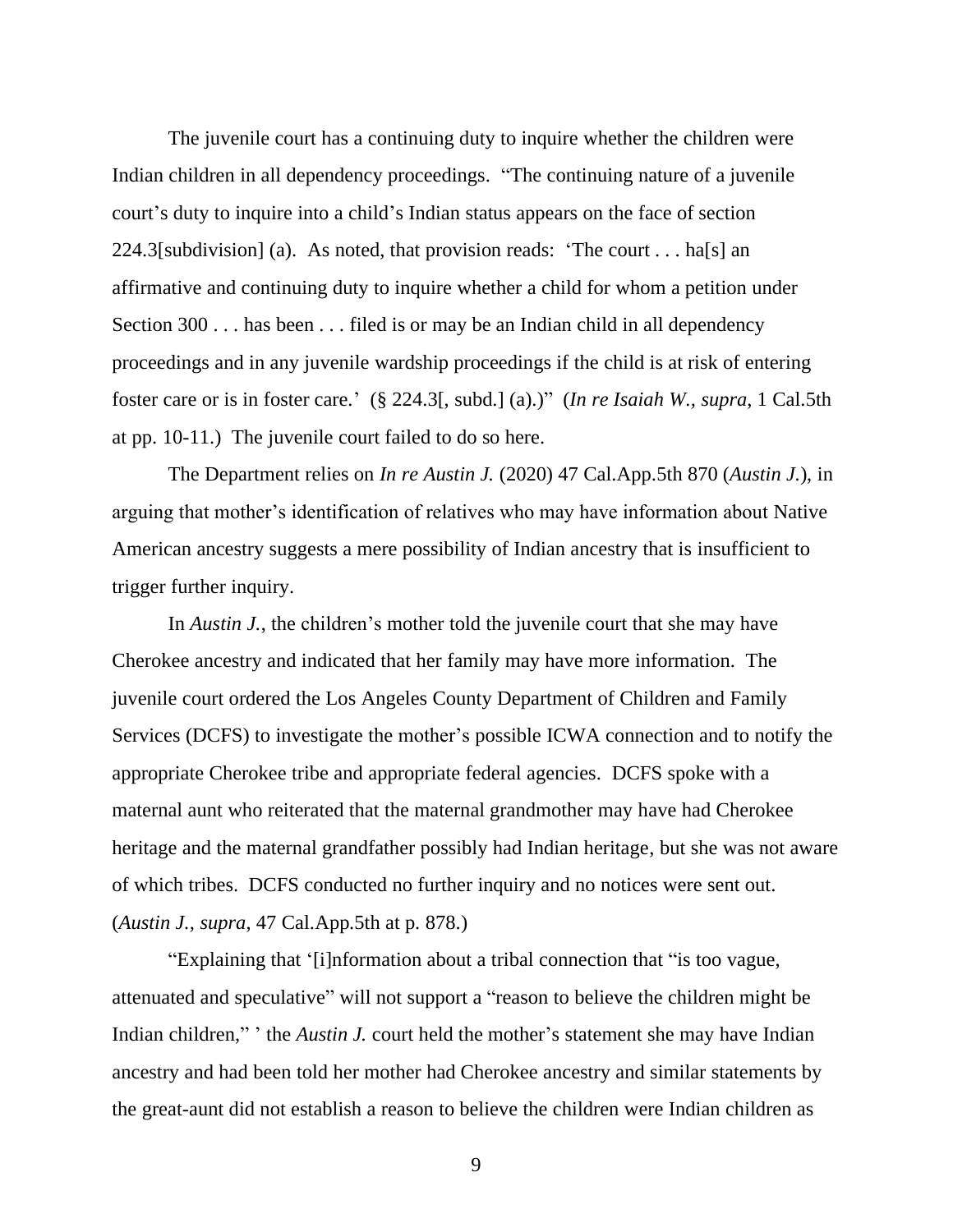The juvenile court has a continuing duty to inquire whether the children were Indian children in all dependency proceedings. "The continuing nature of a juvenile court's duty to inquire into a child's Indian status appears on the face of section 224.3[subdivision] (a). As noted, that provision reads: 'The court . . . ha[s] an affirmative and continuing duty to inquire whether a child for whom a petition under Section 300 . . . has been . . . filed is or may be an Indian child in all dependency proceedings and in any juvenile wardship proceedings if the child is at risk of entering foster care or is in foster care.' (§ 224.3[, subd.] (a).)" (*In re Isaiah W.*, *supra*, 1 Cal.5th at pp. 10-11.) The juvenile court failed to do so here.

The Department relies on *In re Austin J.* (2020) 47 Cal.App.5th 870 (*Austin J.*), in arguing that mother's identification of relatives who may have information about Native American ancestry suggests a mere possibility of Indian ancestry that is insufficient to trigger further inquiry.

In *Austin J.*, the children's mother told the juvenile court that she may have Cherokee ancestry and indicated that her family may have more information. The juvenile court ordered the Los Angeles County Department of Children and Family Services (DCFS) to investigate the mother's possible ICWA connection and to notify the appropriate Cherokee tribe and appropriate federal agencies. DCFS spoke with a maternal aunt who reiterated that the maternal grandmother may have had Cherokee heritage and the maternal grandfather possibly had Indian heritage, but she was not aware of which tribes. DCFS conducted no further inquiry and no notices were sent out. (*Austin J.*, *supra*, 47 Cal.App.5th at p. 878.)

"Explaining that '[i]nformation about a tribal connection that "is too vague, attenuated and speculative" will not support a "reason to believe the children might be Indian children," ' the *Austin J.* court held the mother's statement she may have Indian ancestry and had been told her mother had Cherokee ancestry and similar statements by the great-aunt did not establish a reason to believe the children were Indian children as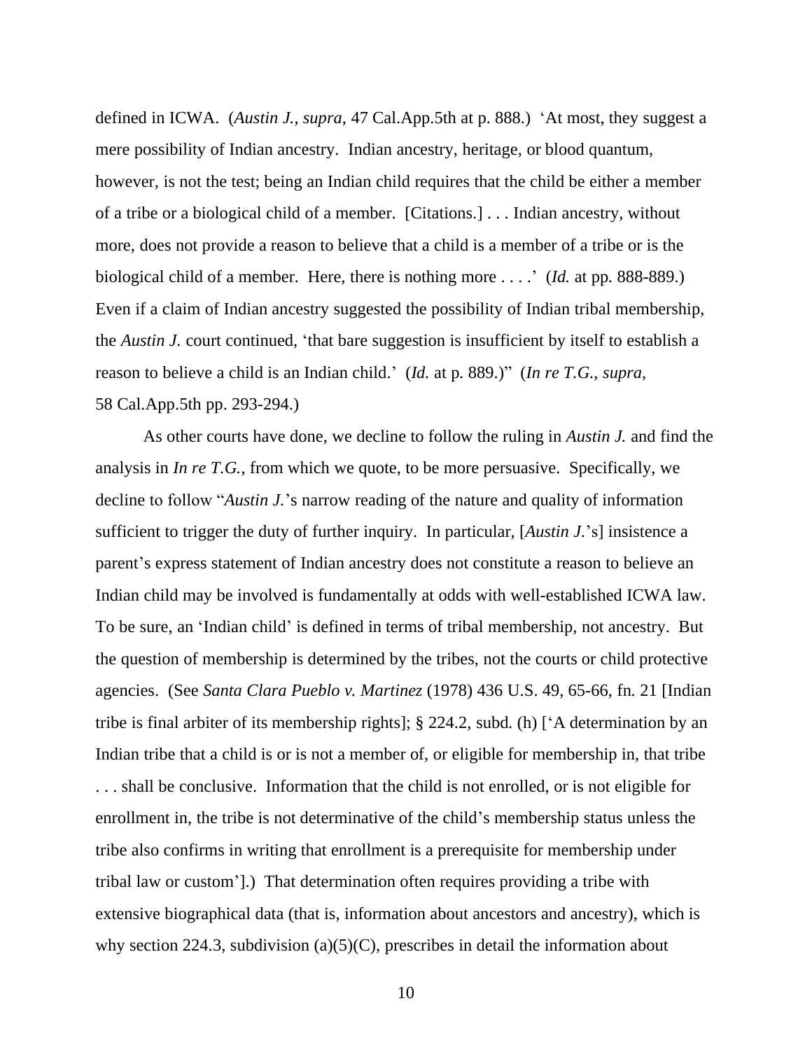defined in ICWA. (*Austin J., supra*, 47 Cal.App.5th at p. 888.) 'At most, they suggest a mere possibility of Indian ancestry. Indian ancestry, heritage, or blood quantum, however, is not the test; being an Indian child requires that the child be either a member of a tribe or a biological child of a member. [Citations.] . . . Indian ancestry, without more, does not provide a reason to believe that a child is a member of a tribe or is the biological child of a member. Here, there is nothing more . . . .' (*Id.* at pp. 888-889.) Even if a claim of Indian ancestry suggested the possibility of Indian tribal membership, the *Austin J.* court continued, 'that bare suggestion is insufficient by itself to establish a reason to believe a child is an Indian child.' (*Id.* at p. 889.)" (*In re T.G.*, *supra*, 58 Cal.App.5th pp. 293-294.)

As other courts have done, we decline to follow the ruling in *Austin J.* and find the analysis in *In re T.G.*, from which we quote, to be more persuasive. Specifically, we decline to follow "*Austin J.*'s narrow reading of the nature and quality of information sufficient to trigger the duty of further inquiry. In particular, [*Austin J.*'s] insistence a parent's express statement of Indian ancestry does not constitute a reason to believe an Indian child may be involved is fundamentally at odds with well-established ICWA law. To be sure, an 'Indian child' is defined in terms of tribal membership, not ancestry. But the question of membership is determined by the tribes, not the courts or child protective agencies. (See *Santa Clara Pueblo v. Martinez* (1978) 436 U.S. 49, 65-66, fn. 21 [Indian tribe is final arbiter of its membership rights]; § 224.2, subd. (h) ['A determination by an Indian tribe that a child is or is not a member of, or eligible for membership in, that tribe . . . shall be conclusive. Information that the child is not enrolled, or is not eligible for enrollment in, the tribe is not determinative of the child's membership status unless the tribe also confirms in writing that enrollment is a prerequisite for membership under tribal law or custom'].) That determination often requires providing a tribe with extensive biographical data (that is, information about ancestors and ancestry), which is why section 224.3, subdivision (a)(5)(C), prescribes in detail the information about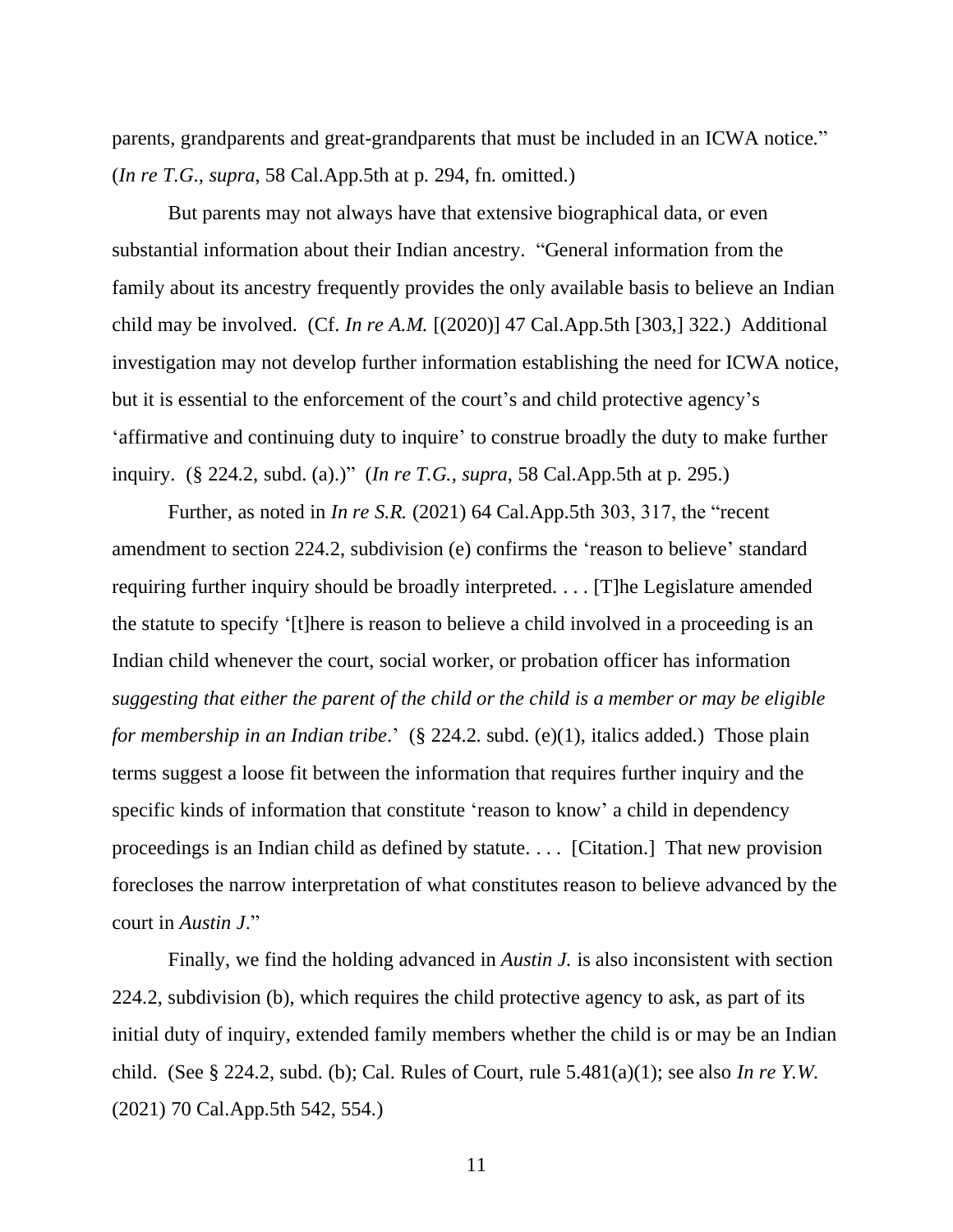parents, grandparents and great-grandparents that must be included in an ICWA notice." (*In re T.G., supra*, 58 Cal.App.5th at p. 294, fn. omitted.)

But parents may not always have that extensive biographical data, or even substantial information about their Indian ancestry. "General information from the family about its ancestry frequently provides the only available basis to believe an Indian child may be involved. (Cf. *In re A.M.* [(2020)] 47 Cal.App.5th [303,] 322.) Additional investigation may not develop further information establishing the need for ICWA notice, but it is essential to the enforcement of the court's and child protective agency's 'affirmative and continuing duty to inquire' to construe broadly the duty to make further inquiry. (§ 224.2, subd. (a).)" (*In re T.G., supra*, 58 Cal.App.5th at p. 295.)

Further, as noted in *In re S.R.* (2021) 64 Cal.App.5th 303, 317, the "recent amendment to section 224.2, subdivision (e) confirms the 'reason to believe' standard requiring further inquiry should be broadly interpreted. . . . [T]he Legislature amended the statute to specify '[t]here is reason to believe a child involved in a proceeding is an Indian child whenever the court, social worker, or probation officer has information *suggesting that either the parent of the child or the child is a member or may be eligible for membership in an Indian tribe*.' (§ 224.2. subd. (e)(1), italics added.) Those plain terms suggest a loose fit between the information that requires further inquiry and the specific kinds of information that constitute 'reason to know' a child in dependency proceedings is an Indian child as defined by statute. . . . [Citation.] That new provision forecloses the narrow interpretation of what constitutes reason to believe advanced by the court in *Austin J*."

Finally, we find the holding advanced in *Austin J.* is also inconsistent with section 224.2, subdivision (b), which requires the child protective agency to ask, as part of its initial duty of inquiry, extended family members whether the child is or may be an Indian child. (See § 224.2, subd. (b); Cal. Rules of Court, rule 5.481(a)(1); see also *In re Y.W.* (2021) 70 Cal.App.5th 542, 554.)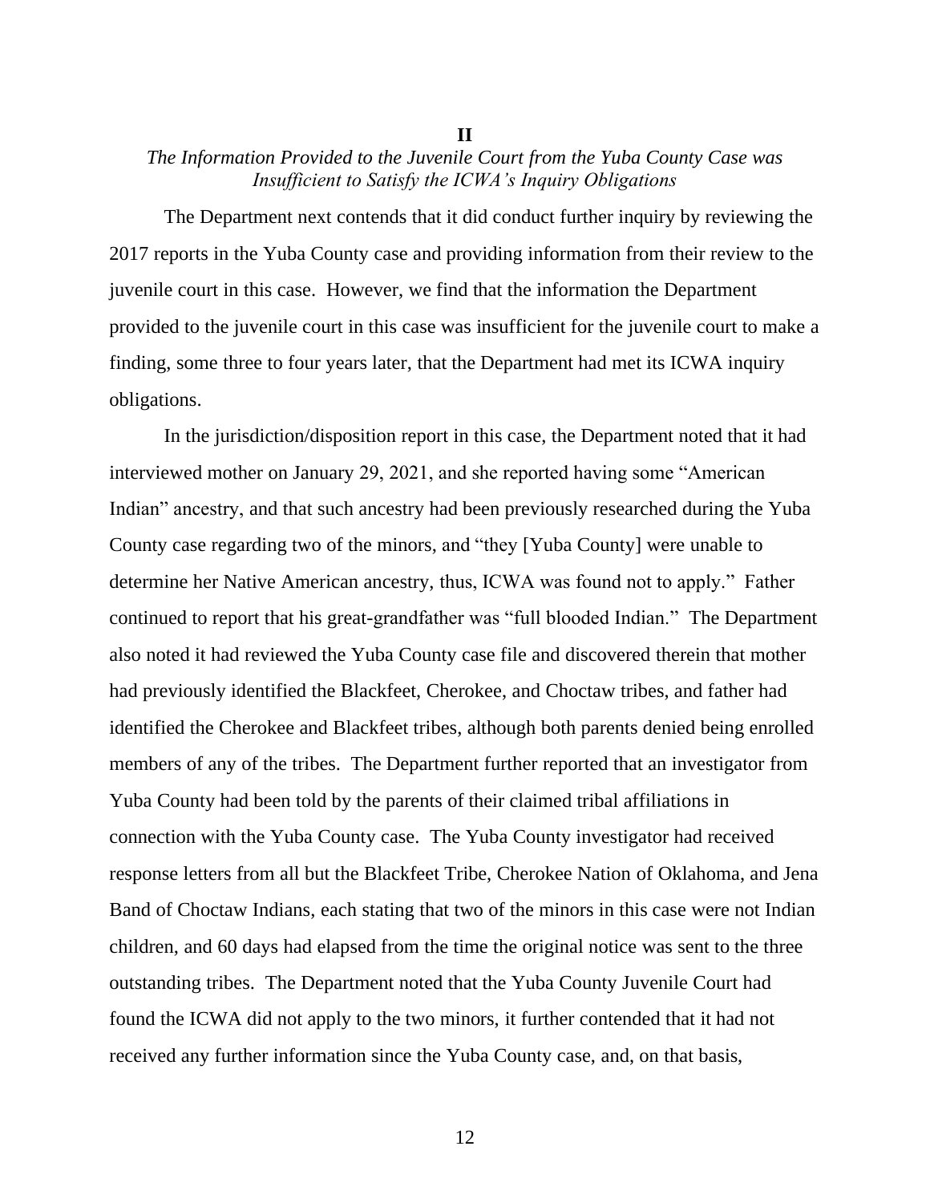## II

### *The Information Provided to the Juvenile Court from the Yuba County Case was Insufficient to Satisfy the ICWA's Inquiry Obligations*

The Department next contends that it did conduct further inquiry by reviewing the 2017 reports in the Yuba County case and providing information from their review to the juvenile court in this case. However, we find that the information the Department provided to the juvenile court in this case was insufficient for the juvenile court to make a finding, some three to four years later, that the Department had met its ICWA inquiry obligations.

In the jurisdiction/disposition report in this case, the Department noted that it had interviewed mother on January 29, 2021, and she reported having some "American Indian" ancestry, and that such ancestry had been previously researched during the Yuba County case regarding two of the minors, and "they [Yuba County] were unable to determine her Native American ancestry, thus, ICWA was found not to apply." Father continued to report that his great-grandfather was "full blooded Indian." The Department also noted it had reviewed the Yuba County case file and discovered therein that mother had previously identified the Blackfeet, Cherokee, and Choctaw tribes, and father had identified the Cherokee and Blackfeet tribes, although both parents denied being enrolled members of any of the tribes. The Department further reported that an investigator from Yuba County had been told by the parents of their claimed tribal affiliations in connection with the Yuba County case. The Yuba County investigator had received response letters from all but the Blackfeet Tribe, Cherokee Nation of Oklahoma, and Jena Band of Choctaw Indians, each stating that two of the minors in this case were not Indian children, and 60 days had elapsed from the time the original notice was sent to the three outstanding tribes. The Department noted that the Yuba County Juvenile Court had found the ICWA did not apply to the two minors, it further contended that it had not received any further information since the Yuba County case, and, on that basis,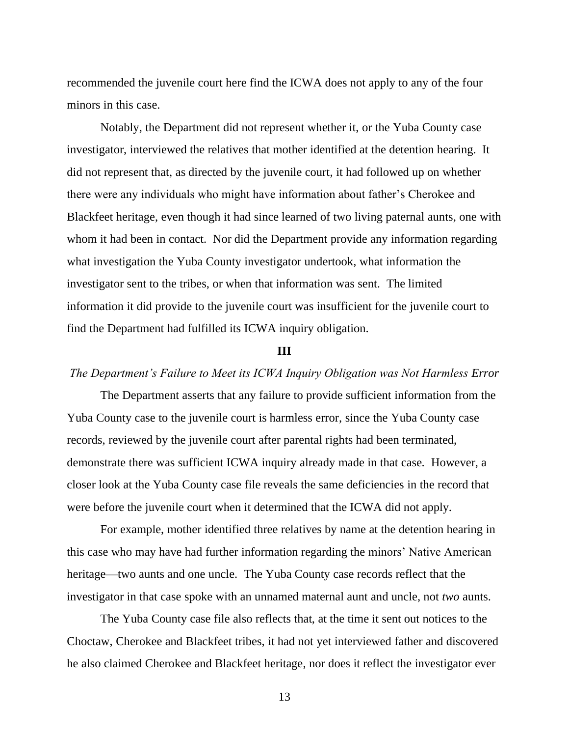recommended the juvenile court here find the ICWA does not apply to any of the four minors in this case.

Notably, the Department did not represent whether it, or the Yuba County case investigator, interviewed the relatives that mother identified at the detention hearing. It did not represent that, as directed by the juvenile court, it had followed up on whether there were any individuals who might have information about father's Cherokee and Blackfeet heritage, even though it had since learned of two living paternal aunts, one with whom it had been in contact. Nor did the Department provide any information regarding what investigation the Yuba County investigator undertook, what information the investigator sent to the tribes, or when that information was sent. The limited information it did provide to the juvenile court was insufficient for the juvenile court to find the Department had fulfilled its ICWA inquiry obligation.

**III**

*The Department's Failure to Meet its ICWA Inquiry Obligation was Not Harmless Error*

The Department asserts that any failure to provide sufficient information from the Yuba County case to the juvenile court is harmless error, since the Yuba County case records, reviewed by the juvenile court after parental rights had been terminated, demonstrate there was sufficient ICWA inquiry already made in that case. However, a closer look at the Yuba County case file reveals the same deficiencies in the record that were before the juvenile court when it determined that the ICWA did not apply.

For example, mother identified three relatives by name at the detention hearing in this case who may have had further information regarding the minors' Native American heritage—two aunts and one uncle. The Yuba County case records reflect that the investigator in that case spoke with an unnamed maternal aunt and uncle, not *two* aunts.

The Yuba County case file also reflects that, at the time it sent out notices to the Choctaw, Cherokee and Blackfeet tribes, it had not yet interviewed father and discovered he also claimed Cherokee and Blackfeet heritage, nor does it reflect the investigator ever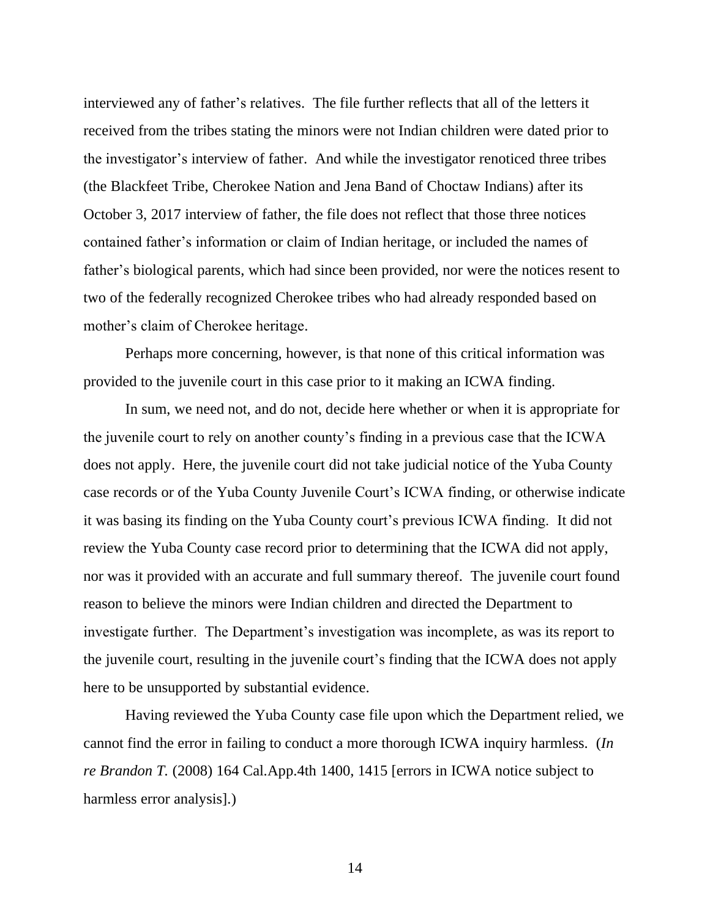interviewed any of father's relatives. The file further reflects that all of the letters it received from the tribes stating the minors were not Indian children were dated prior to the investigator's interview of father. And while the investigator renoticed three tribes (the Blackfeet Tribe, Cherokee Nation and Jena Band of Choctaw Indians) after its October 3, 2017 interview of father, the file does not reflect that those three notices contained father's information or claim of Indian heritage, or included the names of father's biological parents, which had since been provided, nor were the notices resent to two of the federally recognized Cherokee tribes who had already responded based on mother's claim of Cherokee heritage.

Perhaps more concerning, however, is that none of this critical information was provided to the juvenile court in this case prior to it making an ICWA finding.

In sum, we need not, and do not, decide here whether or when it is appropriate for the juvenile court to rely on another county's finding in a previous case that the ICWA does not apply. Here, the juvenile court did not take judicial notice of the Yuba County case records or of the Yuba County Juvenile Court's ICWA finding, or otherwise indicate it was basing its finding on the Yuba County court's previous ICWA finding. It did not review the Yuba County case record prior to determining that the ICWA did not apply, nor was it provided with an accurate and full summary thereof. The juvenile court found reason to believe the minors were Indian children and directed the Department to investigate further. The Department's investigation was incomplete, as was its report to the juvenile court, resulting in the juvenile court's finding that the ICWA does not apply here to be unsupported by substantial evidence.

Having reviewed the Yuba County case file upon which the Department relied, we cannot find the error in failing to conduct a more thorough ICWA inquiry harmless. (*In re Brandon T.* (2008) 164 Cal.App.4th 1400, 1415 [errors in ICWA notice subject to harmless error analysis].)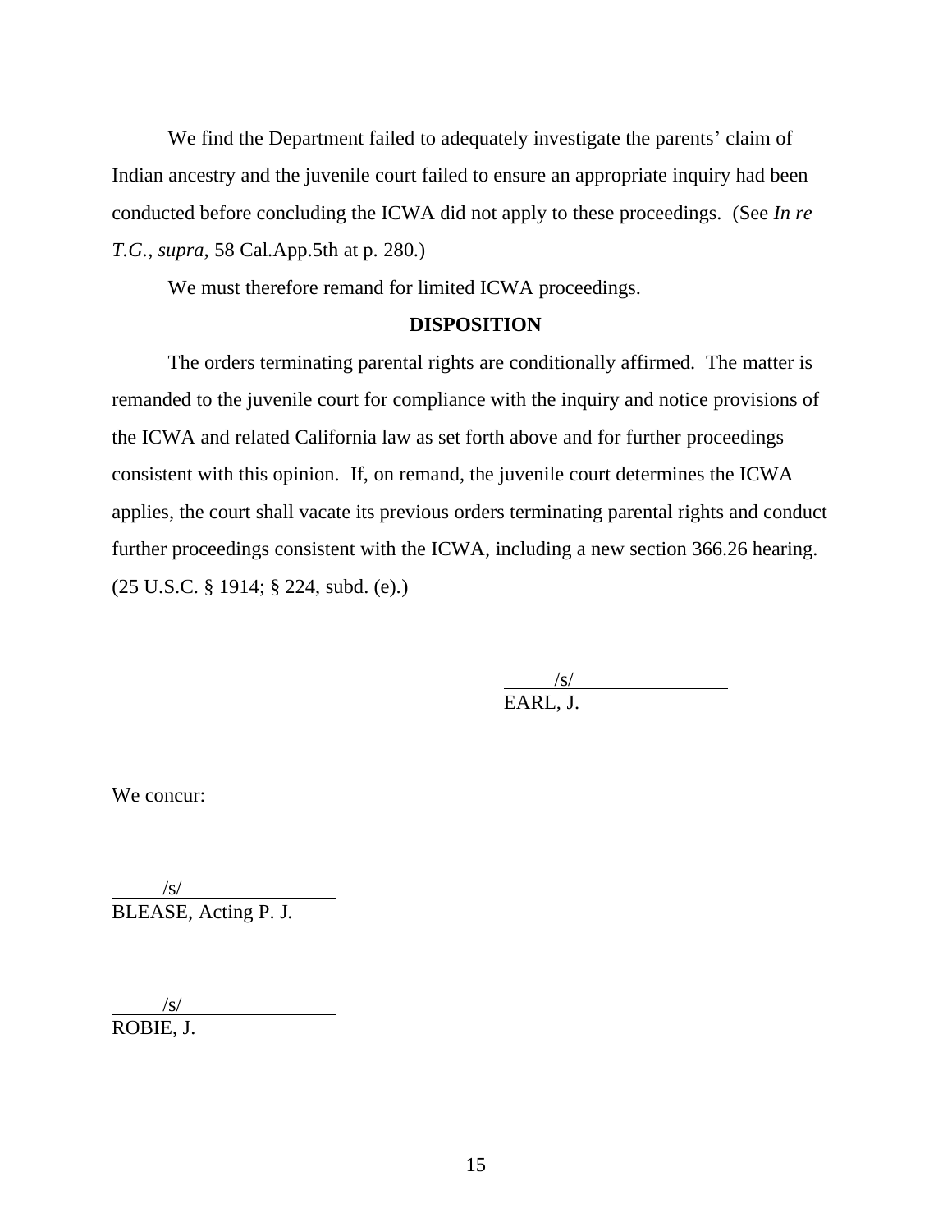We find the Department failed to adequately investigate the parents' claim of Indian ancestry and the juvenile court failed to ensure an appropriate inquiry had been conducted before concluding the ICWA did not apply to these proceedings. (See *In re T.G.*, *supra*, 58 Cal.App.5th at p. 280.)

We must therefore remand for limited ICWA proceedings.

**DISPOSITION**

The orders terminating parental rights are conditionally affirmed. The matter is remanded to the juvenile court for compliance with the inquiry and notice provisions of the ICWA and related California law as set forth above and for further proceedings consistent with this opinion. If, on remand, the juvenile court determines the ICWA applies, the court shall vacate its previous orders terminating parental rights and conduct further proceedings consistent with the ICWA, including a new section 366.26 hearing. (25 U.S.C. § 1914; § 224, subd. (e).)

/s/
EARL, J.

We concur:

/s/
BLEASE, Acting P. J.

/s/
ROBIE, J.